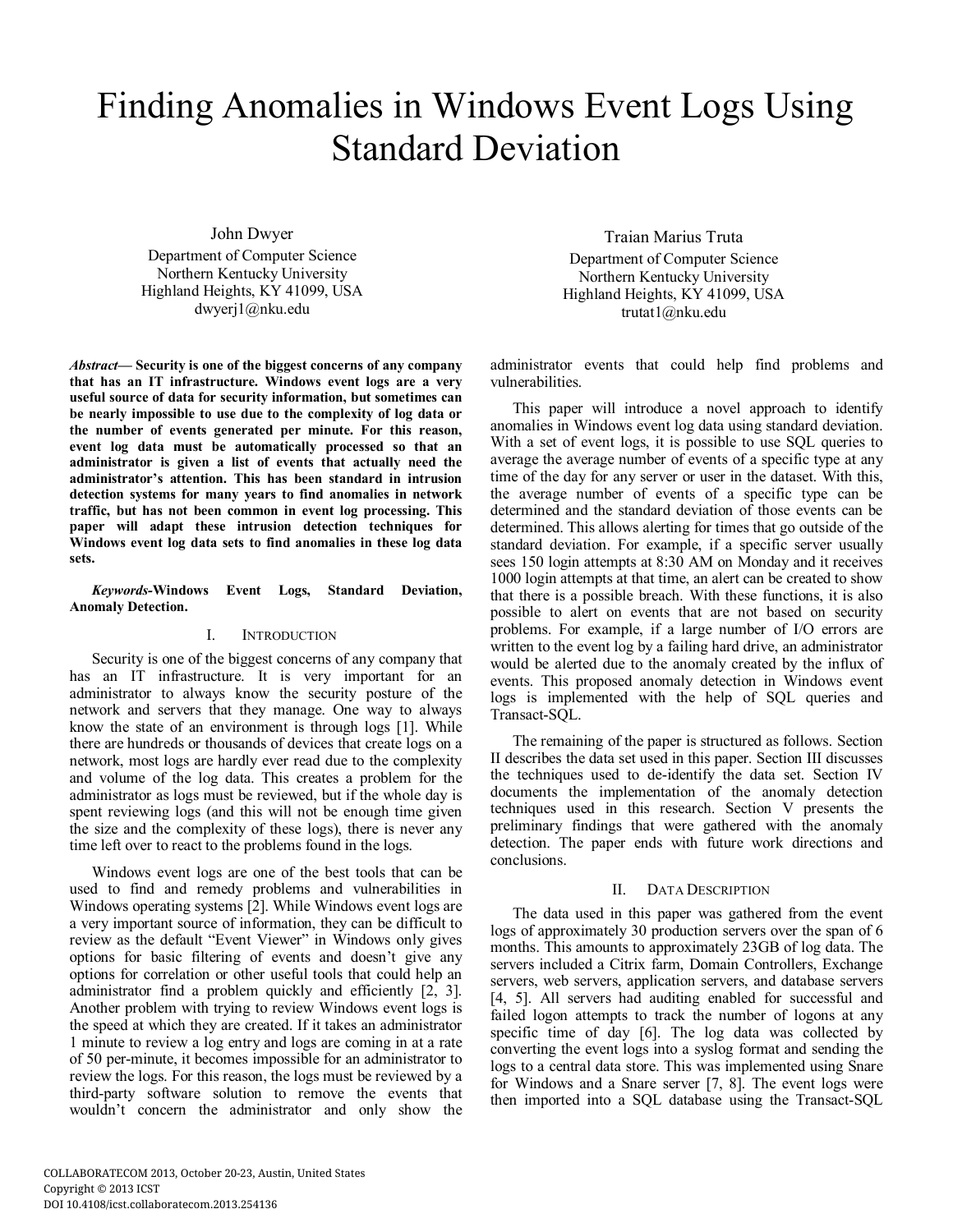# Finding Anomalies in Windows Event Logs Using Standard Deviation

John Dwyer
Department of Computer Science
Northern Kentucky University
Highland Heights, KY 41099, USA
dwyerj1@nku.edu

Traian Marius Truta
Department of Computer Science
Northern Kentucky University
Highland Heights, KY 41099, USA
trutat1@nku.edu

***Abstract*— Security is one of the biggest concerns of any company that has an IT infrastructure. Windows event logs are a very useful source of data for security information, but sometimes can be nearly impossible to use due to the complexity of log data or the number of events generated per minute. For this reason, event log data must be automatically processed so that an administrator is given a list of events that actually need the administrator's attention. This has been standard in intrusion detection systems for many years to find anomalies in network traffic, but has not been common in event log processing. This paper will adapt these intrusion detection techniques for Windows event log data sets to find anomalies in these log data sets.**

***Keywords*-Windows Event Logs, Standard Deviation, Anomaly Detection.**

## I. Introduction

Security is one of the biggest concerns of any company that has an IT infrastructure. It is very important for an administrator to always know the security posture of the network and servers that they manage. One way to always know the state of an environment is through logs [1]. While there are hundreds or thousands of devices that create logs on a network, most logs are hardly ever read due to the complexity and volume of the log data. This creates a problem for the administrator as logs must be reviewed, but if the whole day is spent reviewing logs (and this will not be enough time given the size and the complexity of these logs), there is never any time left over to react to the problems found in the logs.

Windows event logs are one of the best tools that can be used to find and remedy problems and vulnerabilities in Windows operating systems [2]. While Windows event logs are a very important source of information, they can be difficult to review as the default "Event Viewer" in Windows only gives options for basic filtering of events and doesn't give any options for correlation or other useful tools that could help an administrator find a problem quickly and efficiently [2, 3]. Another problem with trying to review Windows event logs is the speed at which they are created. If it takes an administrator 1 minute to review a log entry and logs are coming in at a rate of 50 per-minute, it becomes impossible for an administrator to review the logs. For this reason, the logs must be reviewed by a third-party software solution to remove the events that wouldn't concern the administrator and only show the administrator events that could help find problems and vulnerabilities.

This paper will introduce a novel approach to identify anomalies in Windows event log data using standard deviation. With a set of event logs, it is possible to use SQL queries to average the average number of events of a specific type at any time of the day for any server or user in the dataset. With this, the average number of events of a specific type can be determined and the standard deviation of those events can be determined. This allows alerting for times that go outside of the standard deviation. For example, if a specific server usually sees 150 login attempts at 8:30 AM on Monday and it receives 1000 login attempts at that time, an alert can be created to show that there is a possible breach. With these functions, it is also possible to alert on events that are not based on security problems. For example, if a large number of I/O errors are written to the event log by a failing hard drive, an administrator would be alerted due to the anomaly created by the influx of events. This proposed anomaly detection in Windows event logs is implemented with the help of SQL queries and Transact-SQL.

The remaining of the paper is structured as follows. Section II describes the data set used in this paper. Section III discusses the techniques used to de-identify the data set. Section IV documents the implementation of the anomaly detection techniques used in this research. Section V presents the preliminary findings that were gathered with the anomaly detection. The paper ends with future work directions and conclusions.

## II. Data Description

The data used in this paper was gathered from the event logs of approximately 30 production servers over the span of 6 months. This amounts to approximately 23GB of log data. The servers included a Citrix farm, Domain Controllers, Exchange servers, web servers, application servers, and database servers [4, 5]. All servers had auditing enabled for successful and failed logon attempts to track the number of logons at any specific time of day [6]. The log data was collected by converting the event logs into a syslog format and sending the logs to a central data store. This was implemented using Snare for Windows and a Snare server [7, 8]. The event logs were then imported into a SQL database using the Transact-SQL

COLLABORATECOM 2013, October 20-23, Austin, United States
Copyright © 2013 ICST
DOI 10.4108/icst.collaboratecom.2013.254136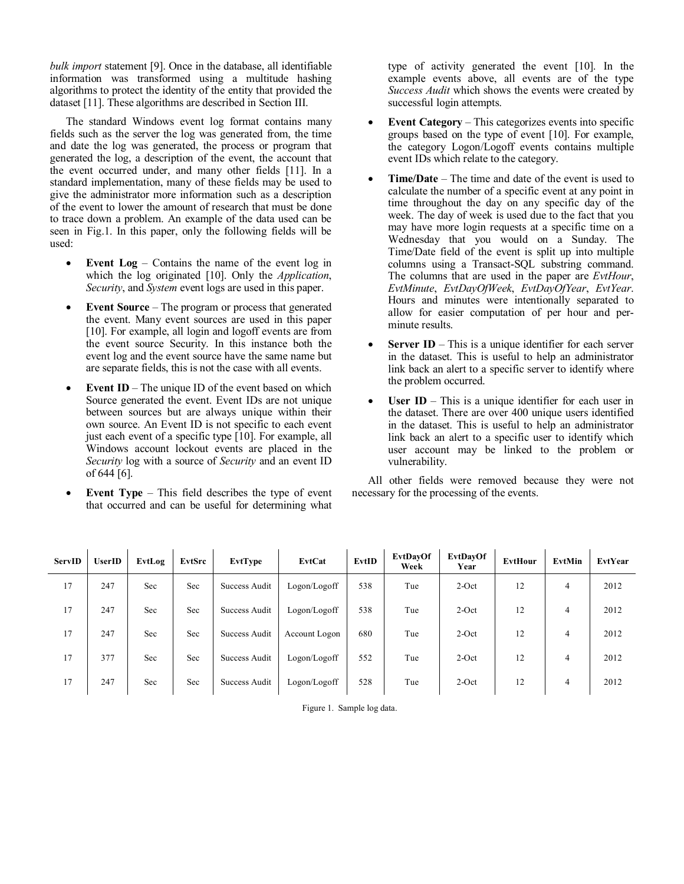*bulk import* statement [9]. Once in the database, all identifiable information was transformed using a multitude hashing algorithms to protect the identity of the entity that provided the dataset [11]. These algorithms are described in Section III.

The standard Windows event log format contains many fields such as the server the log was generated from, the time and date the log was generated, the process or program that generated the log, a description of the event, the account that the event occurred under, and many other fields [11]. In a standard implementation, many of these fields may be used to give the administrator more information such as a description of the event to lower the amount of research that must be done to trace down a problem. An example of the data used can be seen in Fig.1. In this paper, only the following fields will be used:

- **Event Log** – Contains the name of the event log in which the log originated [10]. Only the *Application*, *Security*, and *System* event logs are used in this paper.
- **Event Source** – The program or process that generated the event. Many event sources are used in this paper [10]. For example, all login and logoff events are from the event source Security. In this instance both the event log and the event source have the same name but are separate fields, this is not the case with all events.
- **Event ID** – The unique ID of the event based on which Source generated the event. Event IDs are not unique between sources but are always unique within their own source. An Event ID is not specific to each event just each event of a specific type [10]. For example, all Windows account lockout events are placed in the *Security* log with a source of *Security* and an event ID of 644 [6].
- **Event Type** – This field describes the type of event that occurred and can be useful for determining what type of activity generated the event [10]. In the example events above, all events are of the type *Success Audit* which shows the events were created by successful login attempts.
- **Event Category** – This categorizes events into specific groups based on the type of event [10]. For example, the category Logon/Logoff events contains multiple event IDs which relate to the category.
- **Time/Date** – The time and date of the event is used to calculate the number of a specific event at any point in time throughout the day on any specific day of the week. The day of week is used due to the fact that you may have more login requests at a specific time on a Wednesday that you would on a Sunday. The Time/Date field of the event is split up into multiple columns using a Transact-SQL substring command. The columns that are used in the paper are *EvtHour*, *EvtMinute*, *EvtDayOfWeek*, *EvtDayOfYear*, *EvtYear*. Hours and minutes were intentionally separated to allow for easier computation of per hour and per-minute results.
- **Server ID** – This is a unique identifier for each server in the dataset. This is useful to help an administrator link back an alert to a specific server to identify where the problem occurred.
- **User ID** – This is a unique identifier for each user in the dataset. There are over 400 unique users identified in the dataset. This is useful to help an administrator link back an alert to a specific user to identify which user account may be linked to the problem or vulnerability.

All other fields were removed because they were not necessary for the processing of the events.

| ServID | UserID | EvtLog | EvtSrc | EvtType | EvtCat | EvtID | EvtDayOf Week | EvtDayOf Year | EvtHour | EvtMin | EvtYear |
|---|---|---|---|---|---|---|---|---|---|---|---|
| 17 | 247 | Sec | Sec | Success Audit | Logon/Logoff | 538 | Tue | 2-Oct | 12 | 4 | 2012 |
| 17 | 247 | Sec | Sec | Success Audit | Logon/Logoff | 538 | Tue | 2-Oct | 12 | 4 | 2012 |
| 17 | 247 | Sec | Sec | Success Audit | Account Logon | 680 | Tue | 2-Oct | 12 | 4 | 2012 |
| 17 | 377 | Sec | Sec | Success Audit | Logon/Logoff | 552 | Tue | 2-Oct | 12 | 4 | 2012 |
| 17 | 247 | Sec | Sec | Success Audit | Logon/Logoff | 528 | Tue | 2-Oct | 12 | 4 | 2012 |

Figure 1. Sample log data.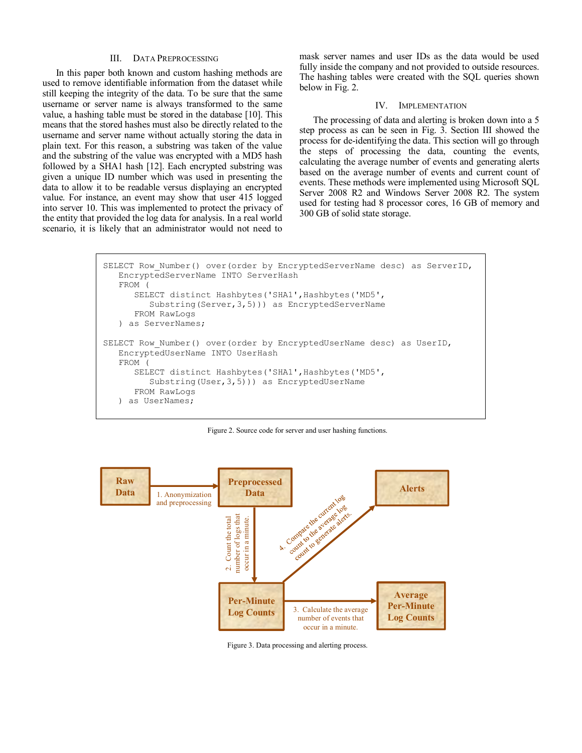## III. Data Preprocessing

In this paper both known and custom hashing methods are used to remove identifiable information from the dataset while still keeping the integrity of the data. To be sure that the same username or server name is always transformed to the same value, a hashing table must be stored in the database [10]. This means that the stored hashes must also be directly related to the username and server name without actually storing the data in plain text. For this reason, a substring was taken of the value and the substring of the value was encrypted with a MD5 hash followed by a SHA1 hash [12]. Each encrypted substring was given a unique ID number which was used in presenting the data to allow it to be readable versus displaying an encrypted value. For instance, an event may show that user 415 logged into server 10. This was implemented to protect the privacy of the entity that provided the log data for analysis. In a real world scenario, it is likely that an administrator would not need to mask server names and user IDs as the data would be used fully inside the company and not provided to outside resources. The hashing tables were created with the SQL queries shown below in Fig. 2.

## IV. Implementation

The processing of data and alerting is broken down into a 5 step process as can be seen in Fig. 3. Section III showed the process for de-identifying the data. This section will go through the steps of processing the data, counting the events, calculating the average number of events and generating alerts based on the average number of events and current count of events. These methods were implemented using Microsoft SQL Server 2008 R2 and Windows Server 2008 R2. The system used for testing had 8 processor cores, 16 GB of memory and 300 GB of solid state storage.

```
SELECT Row_Number() over(order by EncryptedServerName desc) as ServerID,
   EncryptedServerName INTO ServerHash
   FROM (
      SELECT distinct Hashbytes('SHA1',Hashbytes('MD5',
         Substring(Server,3,5))) as EncryptedServerName
      FROM RawLogs
   ) as ServerNames;

SELECT Row_Number() over(order by EncryptedUserName desc) as UserID,
   EncryptedUserName INTO UserHash
   FROM (
      SELECT distinct Hashbytes('SHA1',Hashbytes('MD5',
         Substring(User,3,5))) as EncryptedUserName
      FROM RawLogs
   ) as UserNames;
```

Figure 2. Source code for server and user hashing functions.

Raw Data → 1. Anonymization and preprocessing → Preprocessed Data

Preprocessed Data → 2. Count the total number of logs that occur in a minute. → Per-Minute Log Counts

Per-Minute Log Counts → 3. Calculate the average number of events that occur in a minute. → Average Per-Minute Log Counts

Per-Minute Log Counts → 4. Compare the current log count to the average log count to generate alerts. → Alerts

Figure 3. Data processing and alerting process.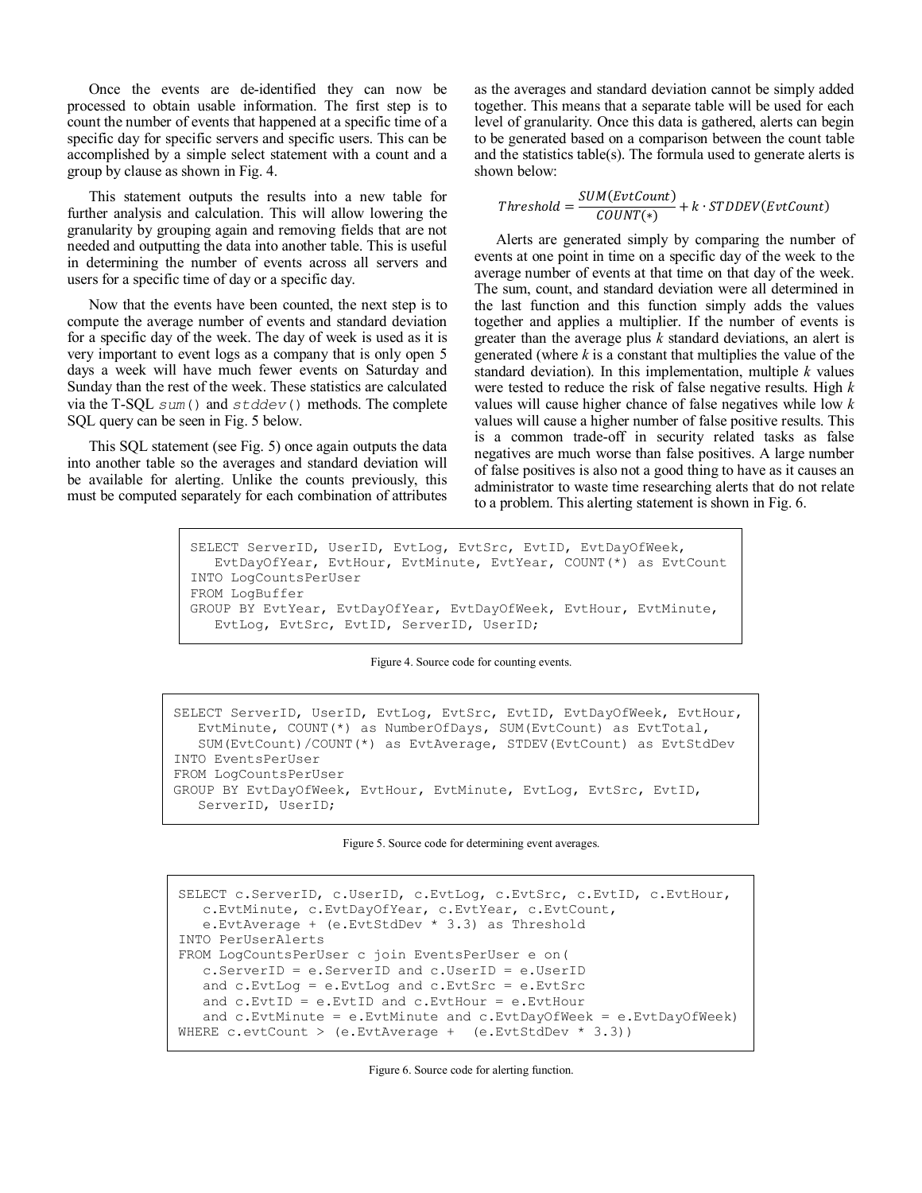Once the events are de-identified they can now be processed to obtain usable information. The first step is to count the number of events that happened at a specific time of a specific day for specific servers and specific users. This can be accomplished by a simple select statement with a count and a group by clause as shown in Fig. 4.

This statement outputs the results into a new table for further analysis and calculation. This will allow lowering the granularity by grouping again and removing fields that are not needed and outputting the data into another table. This is useful in determining the number of events across all servers and users for a specific time of day or a specific day.

Now that the events have been counted, the next step is to compute the average number of events and standard deviation for a specific day of the week. The day of week is used as it is very important to event logs as a company that is only open 5 days a week will have much fewer events on Saturday and Sunday than the rest of the week. These statistics are calculated via the T-SQL `sum()` and `stddev()` methods. The complete SQL query can be seen in Fig. 5 below.

This SQL statement (see Fig. 5) once again outputs the data into another table so the averages and standard deviation will be available for alerting. Unlike the counts previously, this must be computed separately for each combination of attributes as the averages and standard deviation cannot be simply added together. This means that a separate table will be used for each level of granularity. Once this data is gathered, alerts can begin to be generated based on a comparison between the count table and the statistics table(s). The formula used to generate alerts is shown below:

$$Threshold = \frac{SUM(EvtCount)}{COUNT(*)} + k \cdot STDDEV(EvtCount)$$

Alerts are generated simply by comparing the number of events at one point in time on a specific day of the week to the average number of events at that time on that day of the week. The sum, count, and standard deviation were all determined in the last function and this function simply adds the values together and applies a multiplier. If the number of events is greater than the average plus $k$ standard deviations, an alert is generated (where $k$ is a constant that multiplies the value of the standard deviation). In this implementation, multiple $k$ values were tested to reduce the risk of false negative results. High $k$ values will cause higher chance of false negatives while low $k$ values will cause a higher number of false positive results. This is a common trade-off in security related tasks as false negatives are much worse than false positives. A large number of false positives is also not a good thing to have as it causes an administrator to waste time researching alerts that do not relate to a problem. This alerting statement is shown in Fig. 6.

```
SELECT ServerID, UserID, EvtLog, EvtSrc, EvtID, EvtDayOfWeek,
   EvtDayOfYear, EvtHour, EvtMinute, EvtYear, COUNT(*) as EvtCount
INTO LogCountsPerUser
FROM LogBuffer
GROUP BY EvtYear, EvtDayOfYear, EvtDayOfWeek, EvtHour, EvtMinute,
   EvtLog, EvtSrc, EvtID, ServerID, UserID;
```

Figure 4. Source code for counting events.

```
SELECT ServerID, UserID, EvtLog, EvtSrc, EvtID, EvtDayOfWeek, EvtHour,
   EvtMinute, COUNT(*) as NumberOfDays, SUM(EvtCount) as EvtTotal,
   SUM(EvtCount)/COUNT(*) as EvtAverage, STDEV(EvtCount) as EvtStdDev
INTO EventsPerUser
FROM LogCountsPerUser
GROUP BY EvtDayOfWeek, EvtHour, EvtMinute, EvtLog, EvtSrc, EvtID,
   ServerID, UserID;
```

Figure 5. Source code for determining event averages.

```
SELECT c.ServerID, c.UserID, c.EvtLog, c.EvtSrc, c.EvtID, c.EvtHour,
   c.EvtMinute, c.EvtDayOfYear, c.EvtYear, c.EvtCount,
   e.EvtAverage + (e.EvtStdDev * 3.3) as Threshold
INTO PerUserAlerts
FROM LogCountsPerUser c join EventsPerUser e on(
   c.ServerID = e.ServerID and c.UserID = e.UserID
   and c.EvtLog = e.EvtLog and c.EvtSrc = e.EvtSrc
   and c.EvtID = e.EvtID and c.EvtHour = e.EvtHour
   and c.EvtMinute = e.EvtMinute and c.EvtDayOfWeek = e.EvtDayOfWeek)
WHERE c.evtCount > (e.EvtAverage +  (e.EvtStdDev * 3.3))
```

Figure 6. Source code for alerting function.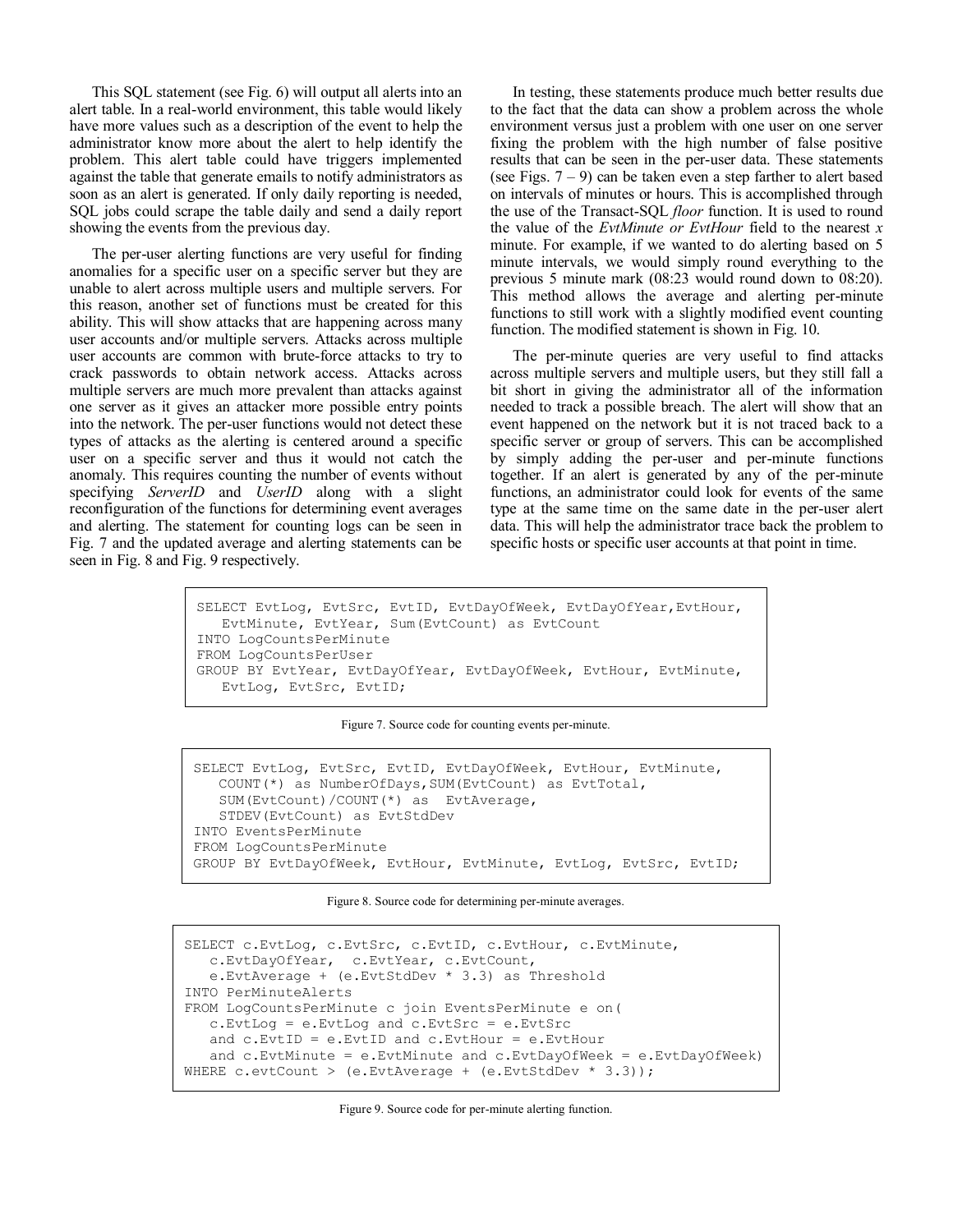This SQL statement (see Fig. 6) will output all alerts into an alert table. In a real-world environment, this table would likely have more values such as a description of the event to help the administrator know more about the alert to help identify the problem. This alert table could have triggers implemented against the table that generate emails to notify administrators as soon as an alert is generated. If only daily reporting is needed, SQL jobs could scrape the table daily and send a daily report showing the events from the previous day.

The per-user alerting functions are very useful for finding anomalies for a specific user on a specific server but they are unable to alert across multiple users and multiple servers. For this reason, another set of functions must be created for this ability. This will show attacks that are happening across many user accounts and/or multiple servers. Attacks across multiple user accounts are common with brute-force attacks to try to crack passwords to obtain network access. Attacks across multiple servers are much more prevalent than attacks against one server as it gives an attacker more possible entry points into the network. The per-user functions would not detect these types of attacks as the alerting is centered around a specific user on a specific server and thus it would not catch the anomaly. This requires counting the number of events without specifying *ServerID* and *UserID* along with a slight reconfiguration of the functions for determining event averages and alerting. The statement for counting logs can be seen in Fig. 7 and the updated average and alerting statements can be seen in Fig. 8 and Fig. 9 respectively.

In testing, these statements produce much better results due to the fact that the data can show a problem across the whole environment versus just a problem with one user on one server fixing the problem with the high number of false positive results that can be seen in the per-user data. These statements (see Figs. 7 – 9) can be taken even a step farther to alert based on intervals of minutes or hours. This is accomplished through the use of the Transact-SQL *floor* function. It is used to round the value of the *EvtMinute or EvtHour* field to the nearest *x* minute. For example, if we wanted to do alerting based on 5 minute intervals, we would simply round everything to the previous 5 minute mark (08:23 would round down to 08:20). This method allows the average and alerting per-minute functions to still work with a slightly modified event counting function. The modified statement is shown in Fig. 10.

The per-minute queries are very useful to find attacks across multiple servers and multiple users, but they still fall a bit short in giving the administrator all of the information needed to track a possible breach. The alert will show that an event happened on the network but it is not traced back to a specific server or group of servers. This can be accomplished by simply adding the per-user and per-minute functions together. If an alert is generated by any of the per-minute functions, an administrator could look for events of the same type at the same time on the same date in the per-user alert data. This will help the administrator trace back the problem to specific hosts or specific user accounts at that point in time.

```
SELECT EvtLog, EvtSrc, EvtID, EvtDayOfWeek, EvtDayOfYear,EvtHour,
   EvtMinute, EvtYear, Sum(EvtCount) as EvtCount
INTO LogCountsPerMinute
FROM LogCountsPerUser
GROUP BY EvtYear, EvtDayOfYear, EvtDayOfWeek, EvtHour, EvtMinute,
   EvtLog, EvtSrc, EvtID;
```

Figure 7. Source code for counting events per-minute.

```
SELECT EvtLog, EvtSrc, EvtID, EvtDayOfWeek, EvtHour, EvtMinute,
   COUNT(*) as NumberOfDays,SUM(EvtCount) as EvtTotal,
   SUM(EvtCount)/COUNT(*) as  EvtAverage,
   STDEV(EvtCount) as EvtStdDev
INTO EventsPerMinute
FROM LogCountsPerMinute
GROUP BY EvtDayOfWeek, EvtHour, EvtMinute, EvtLog, EvtSrc, EvtID;
```

Figure 8. Source code for determining per-minute averages.

```
SELECT c.EvtLog, c.EvtSrc, c.EvtID, c.EvtHour, c.EvtMinute,
   c.EvtDayOfYear,  c.EvtYear, c.EvtCount,
   e.EvtAverage + (e.EvtStdDev * 3.3) as Threshold
INTO PerMinuteAlerts
FROM LogCountsPerMinute c join EventsPerMinute e on(
   c.EvtLog = e.EvtLog and c.EvtSrc = e.EvtSrc
   and c.EvtID = e.EvtID and c.EvtHour = e.EvtHour
   and c.EvtMinute = e.EvtMinute and c.EvtDayOfWeek = e.EvtDayOfWeek)
WHERE c.evtCount > (e.EvtAverage + (e.EvtStdDev * 3.3));
```

Figure 9. Source code for per-minute alerting function.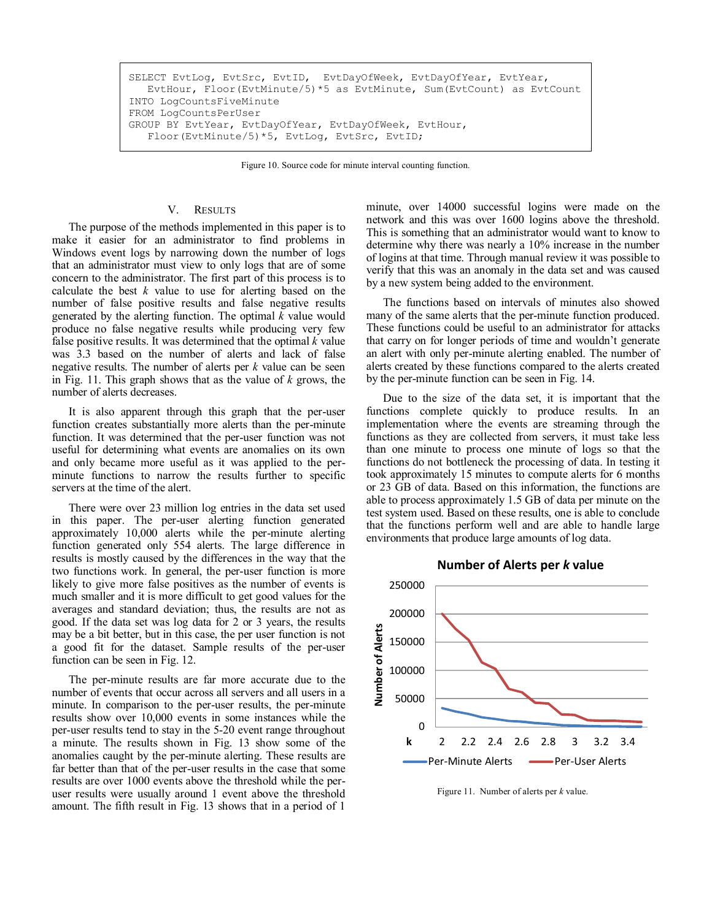```
SELECT EvtLog, EvtSrc, EvtID,  EvtDayOfWeek, EvtDayOfYear, EvtYear,
   EvtHour, Floor(EvtMinute/5)*5 as EvtMinute, Sum(EvtCount) as EvtCount
INTO LogCountsFiveMinute
FROM LogCountsPerUser
GROUP BY EvtYear, EvtDayOfYear, EvtDayOfWeek, EvtHour,
   Floor(EvtMinute/5)*5, EvtLog, EvtSrc, EvtID;
```

Figure 10. Source code for minute interval counting function.

## V. Results

The purpose of the methods implemented in this paper is to make it easier for an administrator to find problems in Windows event logs by narrowing down the number of logs that an administrator must view to only logs that are of some concern to the administrator. The first part of this process is to calculate the best $k$ value to use for alerting based on the number of false positive results and false negative results generated by the alerting function. The optimal $k$ value would produce no false negative results while producing very few false positive results. It was determined that the optimal $k$ value was 3.3 based on the number of alerts and lack of false negative results. The number of alerts per $k$ value can be seen in Fig. 11. This graph shows that as the value of $k$ grows, the number of alerts decreases.

It is also apparent through this graph that the per-user function creates substantially more alerts than the per-minute function. It was determined that the per-user function was not useful for determining what events are anomalies on its own and only became more useful as it was applied to the per-minute functions to narrow the results further to specific servers at the time of the alert.

There were over 23 million log entries in the data set used in this paper. The per-user alerting function generated approximately 10,000 alerts while the per-minute alerting function generated only 554 alerts. The large difference in results is mostly caused by the differences in the way that the two functions work. In general, the per-user function is more likely to give more false positives as the number of events is much smaller and it is more difficult to get good values for the averages and standard deviation; thus, the results are not as good. If the data set was log data for 2 or 3 years, the results may be a bit better, but in this case, the per user function is not a good fit for the dataset. Sample results of the per-user function can be seen in Fig. 12.

The per-minute results are far more accurate due to the number of events that occur across all servers and all users in a minute. In comparison to the per-user results, the per-minute results show over 10,000 events in some instances while the per-user results tend to stay in the 5-20 event range throughout a minute. The results shown in Fig. 13 show some of the anomalies caught by the per-minute alerting. These results are far better than that of the per-user results in the case that some results are over 1000 events above the threshold while the per-user results were usually around 1 event above the threshold amount. The fifth result in Fig. 13 shows that in a period of 1 minute, over 14000 successful logins were made on the network and this was over 1600 logins above the threshold. This is something that an administrator would want to know to determine why there was nearly a 10% increase in the number of logins at that time. Through manual review it was possible to verify that this was an anomaly in the data set and was caused by a new system being added to the environment.

The functions based on intervals of minutes also showed many of the same alerts that the per-minute function produced. These functions could be useful to an administrator for attacks that carry on for longer periods of time and wouldn't generate an alert with only per-minute alerting enabled. The number of alerts created by these functions compared to the alerts created by the per-minute function can be seen in Fig. 14.

Due to the size of the data set, it is important that the functions complete quickly to produce results. In an implementation where the events are streaming through the functions as they are collected from servers, it must take less than one minute to process one minute of logs so that the functions do not bottleneck the processing of data. In testing it took approximately 15 minutes to compute alerts for 6 months or 23 GB of data. Based on this information, the functions are able to process approximately 1.5 GB of data per minute on the test system used. Based on these results, one is able to conclude that the functions perform well and are able to handle large environments that produce large amounts of log data.

**Number of Alerts per *k* value**

Number of Alerts

250000
200000
150000
100000
50000
0

k
2 2.2 2.4 2.6 2.8 3 3.2 3.4

Per-Minute Alerts
Per-User Alerts

Figure 11. Number of alerts per $k$ value.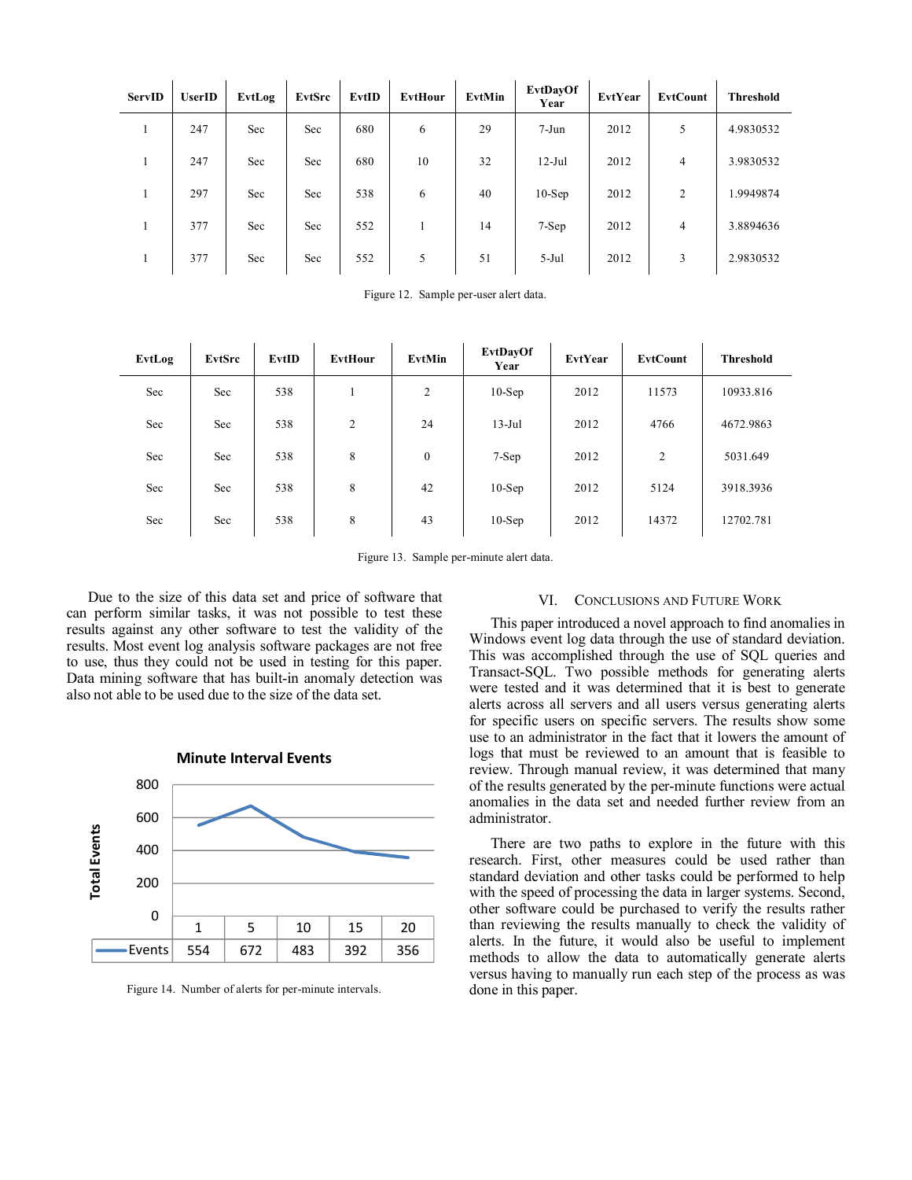| ServID | UserID | EvtLog | EvtSrc | EvtID | EvtHour | EvtMin | EvtDayOf Year | EvtYear | EvtCount | Threshold |
|---|---|---|---|---|---|---|---|---|---|---|
| 1 | 247 | Sec | Sec | 680 | 6 | 29 | 7-Jun | 2012 | 5 | 4.9830532 |
| 1 | 247 | Sec | Sec | 680 | 10 | 32 | 12-Jul | 2012 | 4 | 3.9830532 |
| 1 | 297 | Sec | Sec | 538 | 6 | 40 | 10-Sep | 2012 | 2 | 1.9949874 |
| 1 | 377 | Sec | Sec | 552 | 1 | 14 | 7-Sep | 2012 | 4 | 3.8894636 |
| 1 | 377 | Sec | Sec | 552 | 5 | 51 | 5-Jul | 2012 | 3 | 2.9830532 |

Figure 12. Sample per-user alert data.

| EvtLog | EvtSrc | EvtID | EvtHour | EvtMin | EvtDayOf Year | EvtYear | EvtCount | Threshold |
|---|---|---|---|---|---|---|---|---|
| Sec | Sec | 538 | 1 | 2 | 10-Sep | 2012 | 11573 | 10933.816 |
| Sec | Sec | 538 | 2 | 24 | 13-Jul | 2012 | 4766 | 4672.9863 |
| Sec | Sec | 538 | 8 | 0 | 7-Sep | 2012 | 2 | 5031.649 |
| Sec | Sec | 538 | 8 | 42 | 10-Sep | 2012 | 5124 | 3918.3936 |
| Sec | Sec | 538 | 8 | 43 | 10-Sep | 2012 | 14372 | 12702.781 |

Figure 13. Sample per-minute alert data.

Due to the size of this data set and price of software that can perform similar tasks, it was not possible to test these results against any other software to test the validity of the results. Most event log analysis software packages are not free to use, thus they could not be used in testing for this paper. Data mining software that has built-in anomaly detection was also not able to be used due to the size of the data set.

Minute Interval Events

Total Events

800
600
400
200
0

1 5 10 15 20

Events 554 672 483 392 356

Figure 14. Number of alerts for per-minute intervals.

## VI. Conclusions and Future Work

This paper introduced a novel approach to find anomalies in Windows event log data through the use of standard deviation. This was accomplished through the use of SQL queries and Transact-SQL. Two possible methods for generating alerts were tested and it was determined that it is best to generate alerts across all servers and all users versus generating alerts for specific users on specific servers. The results show some use to an administrator in the fact that it lowers the amount of logs that must be reviewed to an amount that is feasible to review. Through manual review, it was determined that many of the results generated by the per-minute functions were actual anomalies in the data set and needed further review from an administrator.

There are two paths to explore in the future with this research. First, other measures could be used rather than standard deviation and other tasks could be performed to help with the speed of processing the data in larger systems. Second, other software could be purchased to verify the results rather than reviewing the results manually to check the validity of alerts. In the future, it would also be useful to implement methods to allow the data to automatically generate alerts versus having to manually run each step of the process as was done in this paper.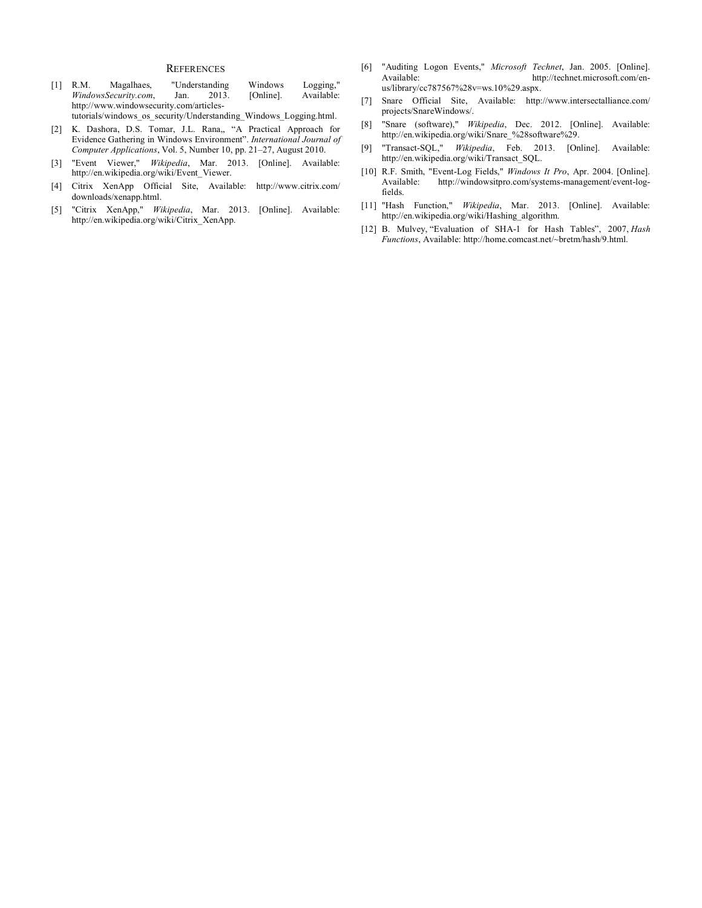## REFERENCES

[1] R.M. Magalhaes, "Understanding Windows Logging," *WindowsSecurity.com*, Jan. 2013. [Online]. Available: http://www.windowsecurity.com/articles-tutorials/windows_os_security/Understanding_Windows_Logging.html.

[2] K. Dashora, D.S. Tomar, J.L. Rana,, "A Practical Approach for Evidence Gathering in Windows Environment". *International Journal of Computer Applications*, Vol. 5, Number 10, pp. 21–27, August 2010.

[3] "Event Viewer," *Wikipedia*, Mar. 2013. [Online]. Available: http://en.wikipedia.org/wiki/Event_Viewer.

[4] Citrix XenApp Official Site, Available: http://www.citrix.com/downloads/xenapp.html.

[5] "Citrix XenApp," *Wikipedia*, Mar. 2013. [Online]. Available: http://en.wikipedia.org/wiki/Citrix_XenApp.

[6] "Auditing Logon Events," *Microsoft Technet*, Jan. 2005. [Online]. Available: http://technet.microsoft.com/en-us/library/cc787567%28v=ws.10%29.aspx.

[7] Snare Official Site, Available: http://www.intersectalliance.com/projects/SnareWindows/.

[8] "Snare (software)," *Wikipedia*, Dec. 2012. [Online]. Available: http://en.wikipedia.org/wiki/Snare_%28software%29.

[9] "Transact-SQL," *Wikipedia*, Feb. 2013. [Online]. Available: http://en.wikipedia.org/wiki/Transact_SQL.

[10] R.F. Smith, "Event-Log Fields," *Windows It Pro*, Apr. 2004. [Online]. Available: http://windowsitpro.com/systems-management/event-log-fields.

[11] "Hash Function," *Wikipedia*, Mar. 2013. [Online]. Available: http://en.wikipedia.org/wiki/Hashing_algorithm.

[12] B. Mulvey, "Evaluation of SHA-1 for Hash Tables", 2007, *Hash Functions*, Available: http://home.comcast.net/~bretm/hash/9.html.